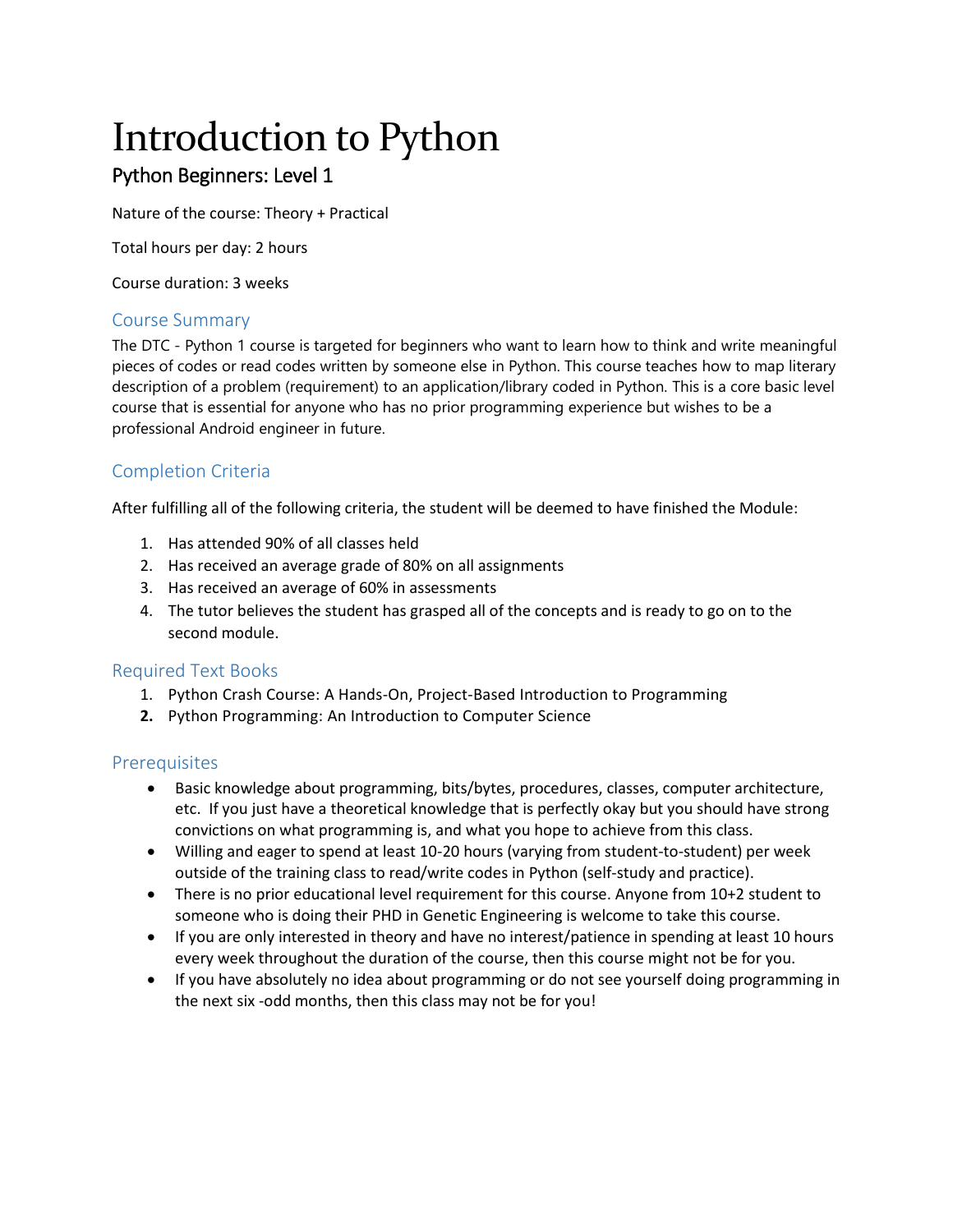# Introduction to Python

## Python Beginners: Level 1

Nature of the course: Theory + Practical

Total hours per day: 2 hours

Course duration: 3 weeks

### Course Summary

The DTC - Python 1 course is targeted for beginners who want to learn how to think and write meaningful pieces of codes or read codes written by someone else in Python. This course teaches how to map literary description of a problem (requirement) to an application/library coded in Python. This is a core basic level course that is essential for anyone who has no prior programming experience but wishes to be a professional Android engineer in future.

### Completion Criteria

After fulfilling all of the following criteria, the student will be deemed to have finished the Module:

1. Has attended 90% of all classes held
2. Has received an average grade of 80% on all assignments
3. Has received an average of 60% in assessments
4. The tutor believes the student has grasped all of the concepts and is ready to go on to the second module.

### Required Text Books

1. Python Crash Course: A Hands-On, Project-Based Introduction to Programming
2. Python Programming: An Introduction to Computer Science

### Prerequisites

- Basic knowledge about programming, bits/bytes, procedures, classes, computer architecture, etc. If you just have a theoretical knowledge that is perfectly okay but you should have strong convictions on what programming is, and what you hope to achieve from this class.
- Willing and eager to spend at least 10-20 hours (varying from student-to-student) per week outside of the training class to read/write codes in Python (self-study and practice).
- There is no prior educational level requirement for this course. Anyone from 10+2 student to someone who is doing their PHD in Genetic Engineering is welcome to take this course.
- If you are only interested in theory and have no interest/patience in spending at least 10 hours every week throughout the duration of the course, then this course might not be for you.
- If you have absolutely no idea about programming or do not see yourself doing programming in the next six -odd months, then this class may not be for you!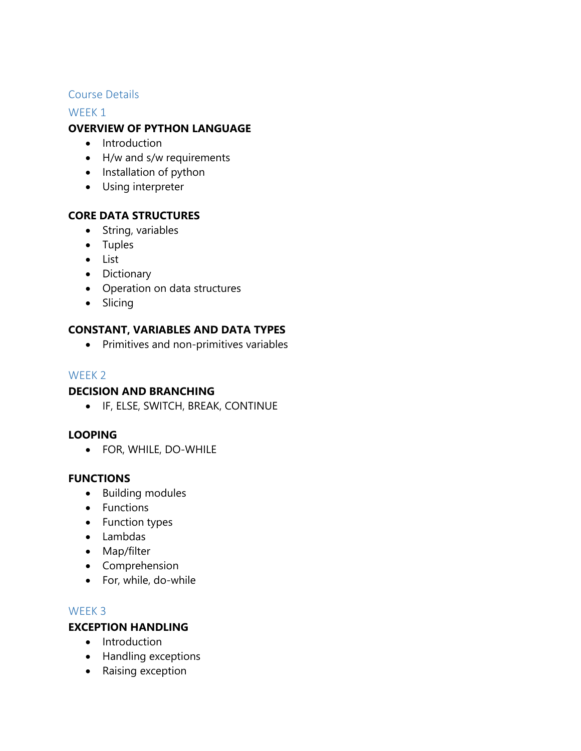## Course Details

### WEEK 1

**OVERVIEW OF PYTHON LANGUAGE**

- Introduction
- H/w and s/w requirements
- Installation of python
- Using interpreter

**CORE DATA STRUCTURES**

- String, variables
- Tuples
- List
- Dictionary
- Operation on data structures
- Slicing

**CONSTANT, VARIABLES AND DATA TYPES**

- Primitives and non-primitives variables

### WEEK 2

**DECISION AND BRANCHING**

- IF, ELSE, SWITCH, BREAK, CONTINUE

**LOOPING**

- FOR, WHILE, DO-WHILE

**FUNCTIONS**

- Building modules
- Functions
- Function types
- Lambdas
- Map/filter
- Comprehension
- For, while, do-while

### WEEK 3

**EXCEPTION HANDLING**

- Introduction
- Handling exceptions
- Raising exception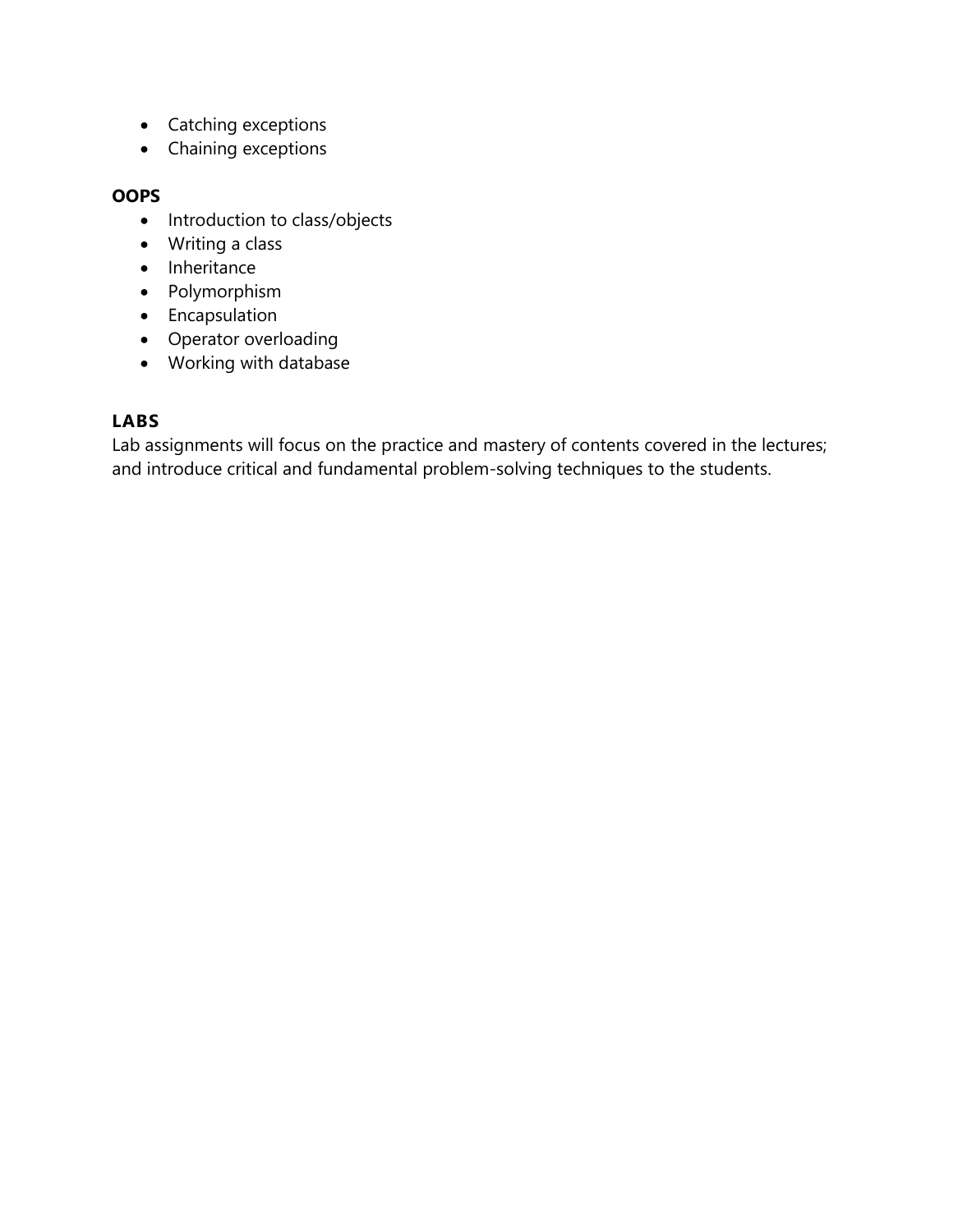- Catching exceptions
- Chaining exceptions

**OOPS**

- Introduction to class/objects
- Writing a class
- Inheritance
- Polymorphism
- Encapsulation
- Operator overloading
- Working with database

### LABS

Lab assignments will focus on the practice and mastery of contents covered in the lectures; and introduce critical and fundamental problem-solving techniques to the students.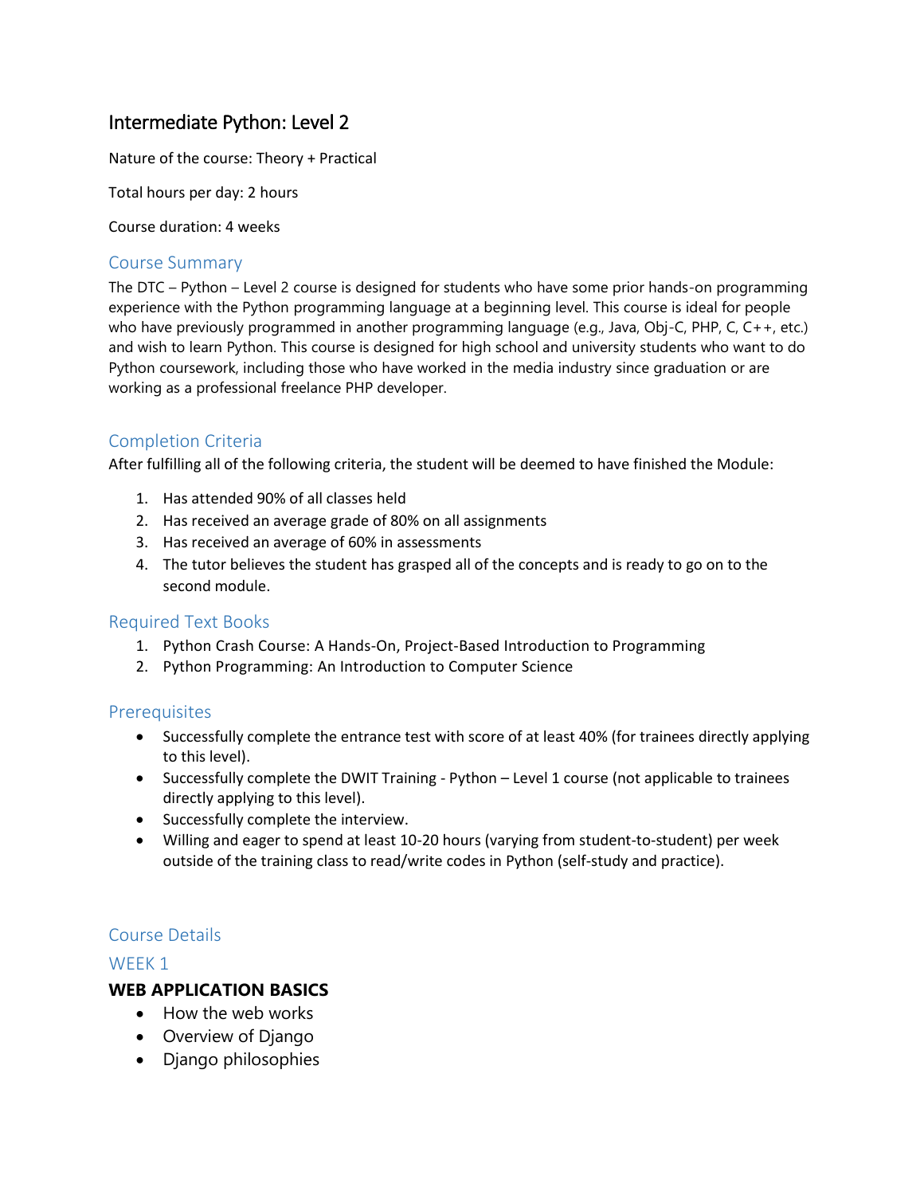# Intermediate Python: Level 2

Nature of the course: Theory + Practical

Total hours per day: 2 hours

Course duration: 4 weeks

## Course Summary

The DTC – Python – Level 2 course is designed for students who have some prior hands-on programming experience with the Python programming language at a beginning level. This course is ideal for people who have previously programmed in another programming language (e.g., Java, Obj-C, PHP, C, C++, etc.) and wish to learn Python. This course is designed for high school and university students who want to do Python coursework, including those who have worked in the media industry since graduation or are working as a professional freelance PHP developer.

## Completion Criteria

After fulfilling all of the following criteria, the student will be deemed to have finished the Module:

1. Has attended 90% of all classes held
2. Has received an average grade of 80% on all assignments
3. Has received an average of 60% in assessments
4. The tutor believes the student has grasped all of the concepts and is ready to go on to the second module.

## Required Text Books

1. Python Crash Course: A Hands-On, Project-Based Introduction to Programming
2. Python Programming: An Introduction to Computer Science

## Prerequisites

- Successfully complete the entrance test with score of at least 40% (for trainees directly applying to this level).
- Successfully complete the DWIT Training - Python – Level 1 course (not applicable to trainees directly applying to this level).
- Successfully complete the interview.
- Willing and eager to spend at least 10-20 hours (varying from student-to-student) per week outside of the training class to read/write codes in Python (self-study and practice).

## Course Details

### WEEK 1

**WEB APPLICATION BASICS**

- How the web works
- Overview of Django
- Django philosophies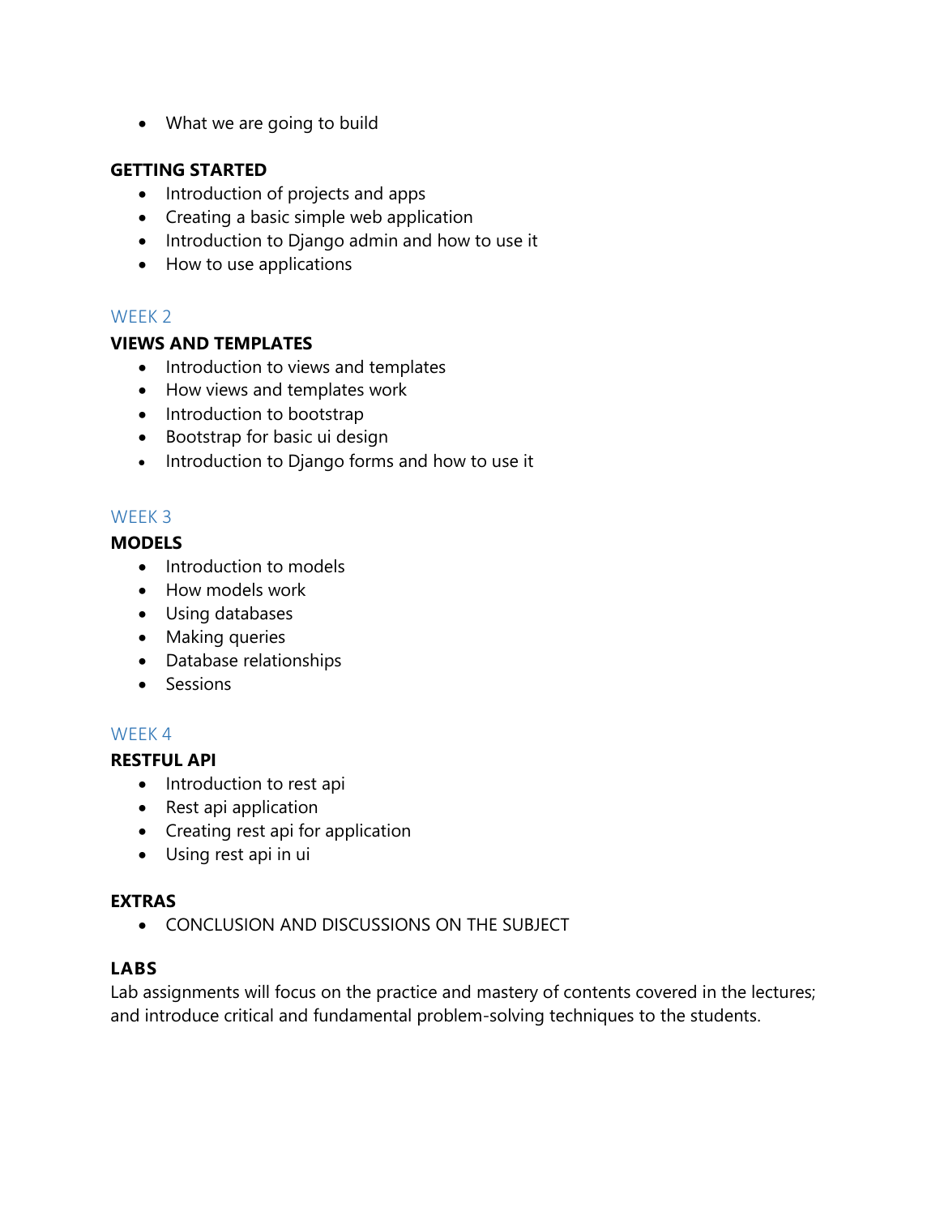- What we are going to build

**GETTING STARTED**

- Introduction of projects and apps
- Creating a basic simple web application
- Introduction to Django admin and how to use it
- How to use applications

## WEEK 2

**VIEWS AND TEMPLATES**

- Introduction to views and templates
- How views and templates work
- Introduction to bootstrap
- Bootstrap for basic ui design
- Introduction to Django forms and how to use it

## WEEK 3

**MODELS**

- Introduction to models
- How models work
- Using databases
- Making queries
- Database relationships
- Sessions

## WEEK 4

**RESTFUL API**

- Introduction to rest api
- Rest api application
- Creating rest api for application
- Using rest api in ui

**EXTRAS**

- CONCLUSION AND DISCUSSIONS ON THE SUBJECT

**LABS**

Lab assignments will focus on the practice and mastery of contents covered in the lectures; and introduce critical and fundamental problem-solving techniques to the students.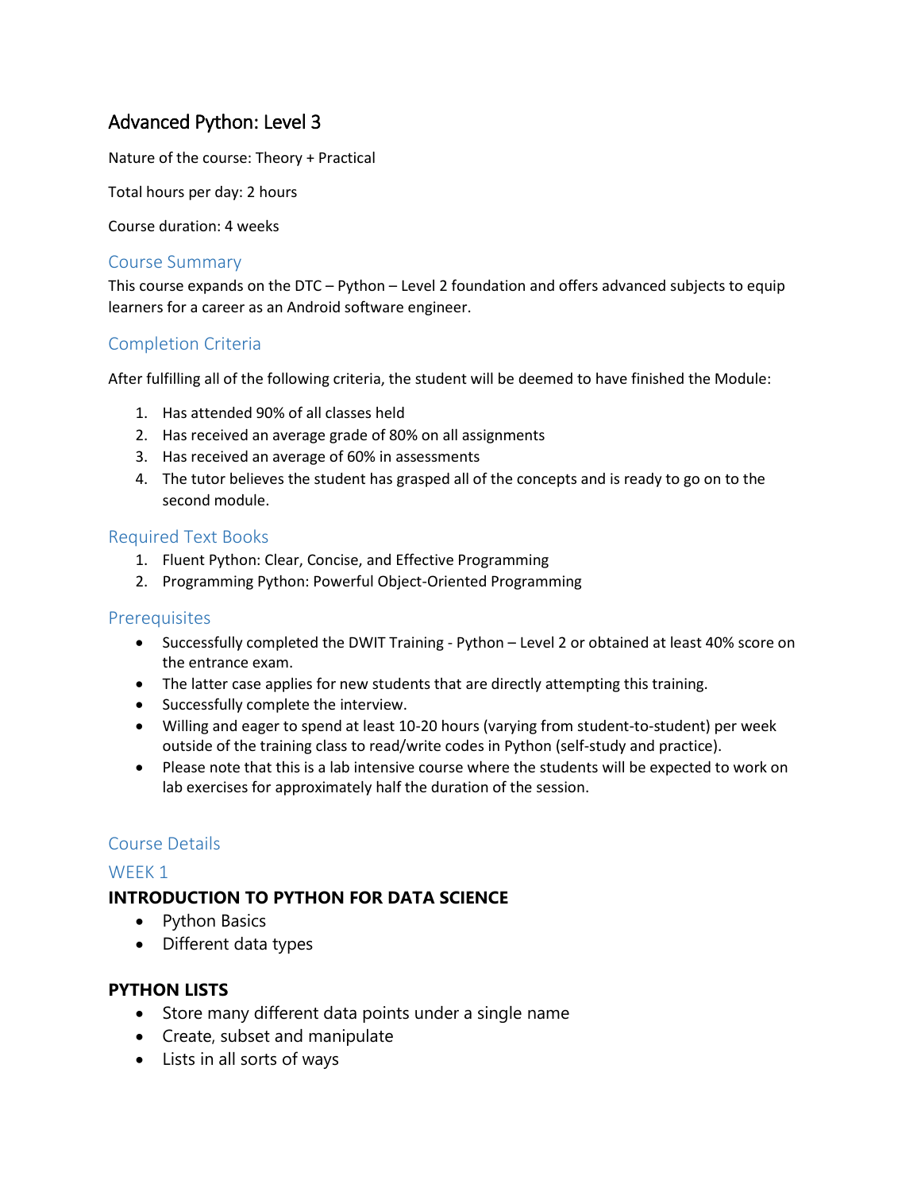# Advanced Python: Level 3

Nature of the course: Theory + Practical

Total hours per day: 2 hours

Course duration: 4 weeks

## Course Summary

This course expands on the DTC – Python – Level 2 foundation and offers advanced subjects to equip learners for a career as an Android software engineer.

## Completion Criteria

After fulfilling all of the following criteria, the student will be deemed to have finished the Module:

1. Has attended 90% of all classes held
2. Has received an average grade of 80% on all assignments
3. Has received an average of 60% in assessments
4. The tutor believes the student has grasped all of the concepts and is ready to go on to the second module.

## Required Text Books

1. Fluent Python: Clear, Concise, and Effective Programming
2. Programming Python: Powerful Object-Oriented Programming

## Prerequisites

- Successfully completed the DWIT Training - Python – Level 2 or obtained at least 40% score on the entrance exam.
- The latter case applies for new students that are directly attempting this training.
- Successfully complete the interview.
- Willing and eager to spend at least 10-20 hours (varying from student-to-student) per week outside of the training class to read/write codes in Python (self-study and practice).
- Please note that this is a lab intensive course where the students will be expected to work on lab exercises for approximately half the duration of the session.

## Course Details

## WEEK 1

### INTRODUCTION TO PYTHON FOR DATA SCIENCE

- Python Basics
- Different data types

### PYTHON LISTS

- Store many different data points under a single name
- Create, subset and manipulate
- Lists in all sorts of ways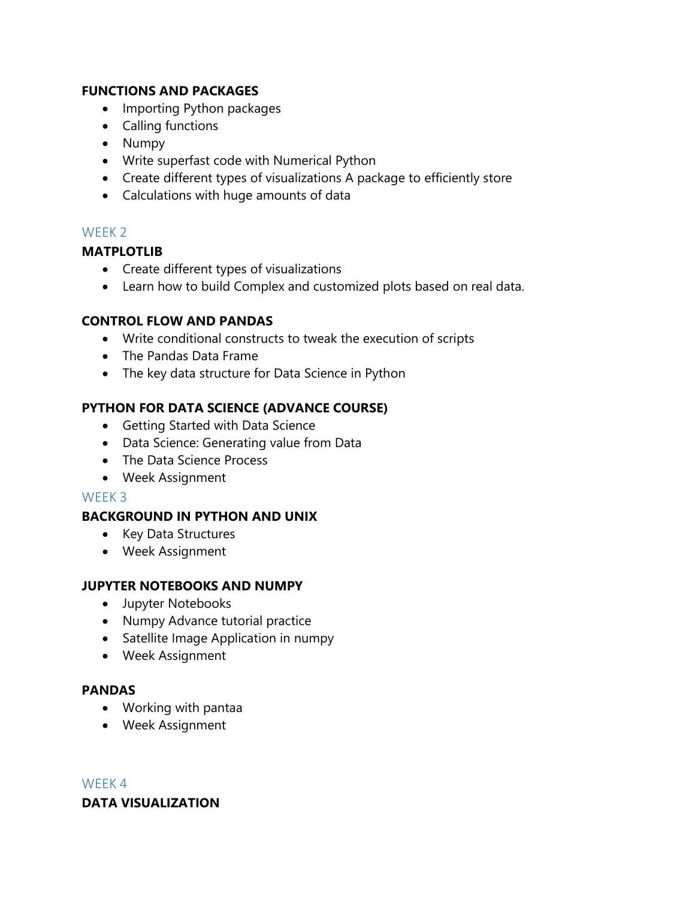### FUNCTIONS AND PACKAGES

- Importing Python packages
- Calling functions
- Numpy
- Write superfast code with Numerical Python
- Create different types of visualizations A package to efficiently store
- Calculations with huge amounts of data

## WEEK 2

### MATPLOTLIB

- Create different types of visualizations
- Learn how to build Complex and customized plots based on real data.

### CONTROL FLOW AND PANDAS

- Write conditional constructs to tweak the execution of scripts
- The Pandas Data Frame
- The key data structure for Data Science in Python

### PYTHON FOR DATA SCIENCE (ADVANCE COURSE)

- Getting Started with Data Science
- Data Science: Generating value from Data
- The Data Science Process
- Week Assignment

## WEEK 3

### BACKGROUND IN PYTHON AND UNIX

- Key Data Structures
- Week Assignment

### JUPYTER NOTEBOOKS AND NUMPY

- Jupyter Notebooks
- Numpy Advance tutorial practice
- Satellite Image Application in numpy
- Week Assignment

### PANDAS

- Working with pantaa
- Week Assignment

## WEEK 4

### DATA VISUALIZATION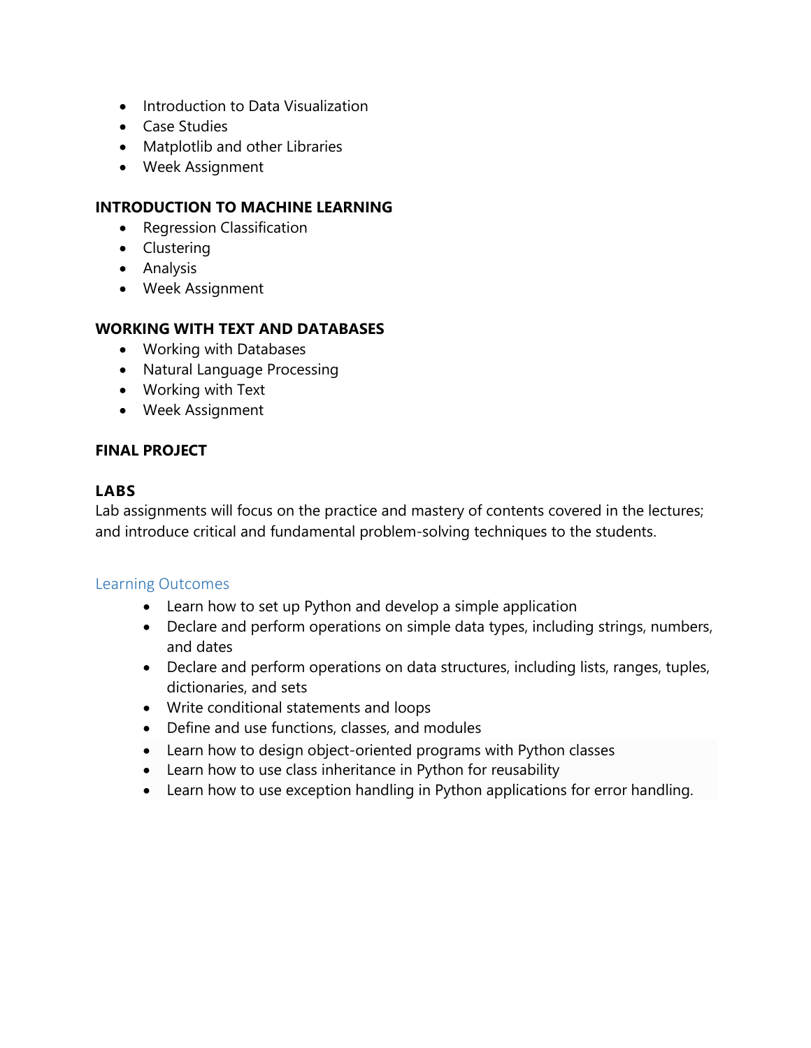- Introduction to Data Visualization
- Case Studies
- Matplotlib and other Libraries
- Week Assignment

**INTRODUCTION TO MACHINE LEARNING**

- Regression Classification
- Clustering
- Analysis
- Week Assignment

**WORKING WITH TEXT AND DATABASES**

- Working with Databases
- Natural Language Processing
- Working with Text
- Week Assignment

**FINAL PROJECT**

### LABS

Lab assignments will focus on the practice and mastery of contents covered in the lectures; and introduce critical and fundamental problem-solving techniques to the students.

## Learning Outcomes

- Learn how to set up Python and develop a simple application
- Declare and perform operations on simple data types, including strings, numbers, and dates
- Declare and perform operations on data structures, including lists, ranges, tuples, dictionaries, and sets
- Write conditional statements and loops
- Define and use functions, classes, and modules
- Learn how to design object-oriented programs with Python classes
- Learn how to use class inheritance in Python for reusability
- Learn how to use exception handling in Python applications for error handling.